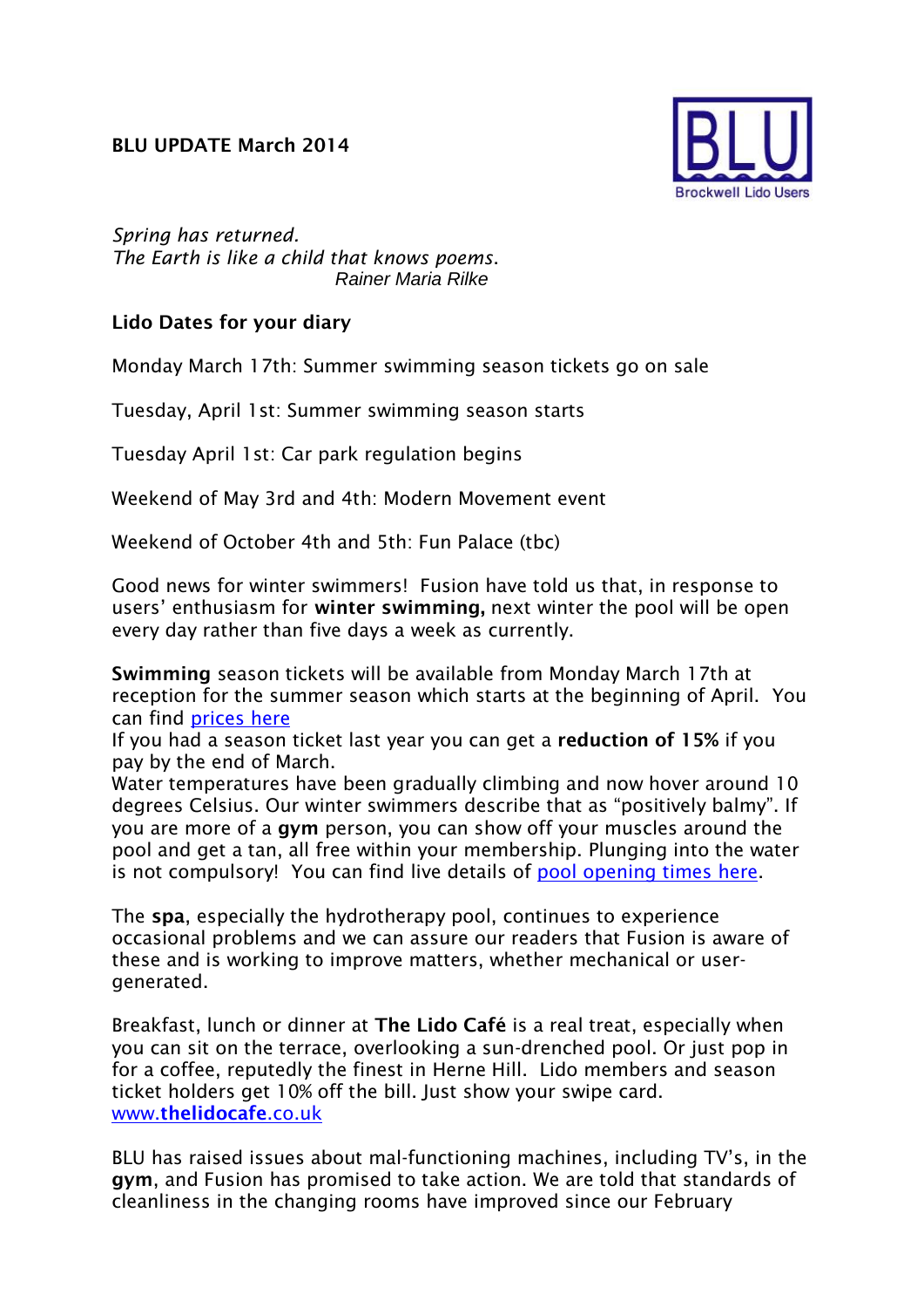**BLU UPDATE March 2014**

BLU Brockwell Lido Users

*Spring has returned.*
*The Earth is like a child that knows poems.*
*Rainer Maria Rilke*

**Lido Dates for your diary**

Monday March 17th: Summer swimming season tickets go on sale

Tuesday, April 1st: Summer swimming season starts

Tuesday April 1st: Car park regulation begins

Weekend of May 3rd and 4th: Modern Movement event

Weekend of October 4th and 5th: Fun Palace (tbc)

Good news for winter swimmers! Fusion have told us that, in response to users' enthusiasm for **winter swimming,** next winter the pool will be open every day rather than five days a week as currently.

**Swimming** season tickets will be available from Monday March 17th at reception for the summer season which starts at the beginning of April. You can find prices here
If you had a season ticket last year you can get a **reduction of 15%** if you pay by the end of March.
Water temperatures have been gradually climbing and now hover around 10 degrees Celsius. Our winter swimmers describe that as "positively balmy". If you are more of a **gym** person, you can show off your muscles around the pool and get a tan, all free within your membership. Plunging into the water is not compulsory! You can find live details of pool opening times here.

The **spa**, especially the hydrotherapy pool, continues to experience occasional problems and we can assure our readers that Fusion is aware of these and is working to improve matters, whether mechanical or user-generated.

Breakfast, lunch or dinner at **The Lido Café** is a real treat, especially when you can sit on the terrace, overlooking a sun-drenched pool. Or just pop in for a coffee, reputedly the finest in Herne Hill. Lido members and season ticket holders get 10% off the bill. Just show your swipe card.
www.**thelidocafe**.co.uk

BLU has raised issues about mal-functioning machines, including TV's, in the **gym**, and Fusion has promised to take action. We are told that standards of cleanliness in the changing rooms have improved since our February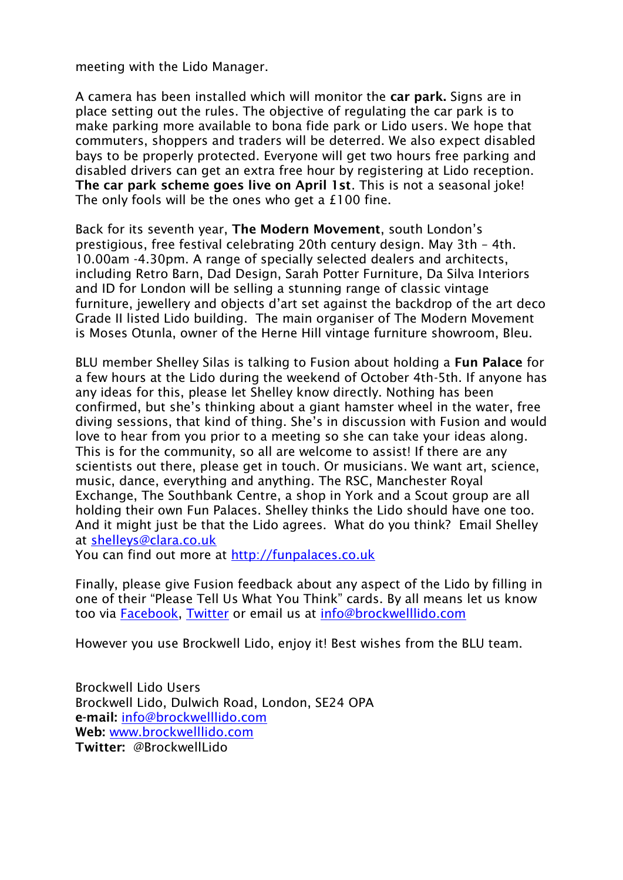meeting with the Lido Manager.

A camera has been installed which will monitor the **car park.** Signs are in place setting out the rules. The objective of regulating the car park is to make parking more available to bona fide park or Lido users. We hope that commuters, shoppers and traders will be deterred. We also expect disabled bays to be properly protected. Everyone will get two hours free parking and disabled drivers can get an extra free hour by registering at Lido reception. **The car park scheme goes live on April 1st**. This is not a seasonal joke! The only fools will be the ones who get a £100 fine.

Back for its seventh year, **The Modern Movement**, south London's prestigious, free festival celebrating 20th century design. May 3th – 4th. 10.00am -4.30pm. A range of specially selected dealers and architects, including Retro Barn, Dad Design, Sarah Potter Furniture, Da Silva Interiors and ID for London will be selling a stunning range of classic vintage furniture, jewellery and objects d'art set against the backdrop of the art deco Grade II listed Lido building. The main organiser of The Modern Movement is Moses Otunla, owner of the Herne Hill vintage furniture showroom, Bleu.

BLU member Shelley Silas is talking to Fusion about holding a **Fun Palace** for a few hours at the Lido during the weekend of October 4th-5th. If anyone has any ideas for this, please let Shelley know directly. Nothing has been confirmed, but she's thinking about a giant hamster wheel in the water, free diving sessions, that kind of thing. She's in discussion with Fusion and would love to hear from you prior to a meeting so she can take your ideas along. This is for the community, so all are welcome to assist! If there are any scientists out there, please get in touch. Or musicians. We want art, science, music, dance, everything and anything. The RSC, Manchester Royal Exchange, The Southbank Centre, a shop in York and a Scout group are all holding their own Fun Palaces. Shelley thinks the Lido should have one too. And it might just be that the Lido agrees. What do you think? Email Shelley at shelleys@clara.co.uk
You can find out more at http://funpalaces.co.uk

Finally, please give Fusion feedback about any aspect of the Lido by filling in one of their "Please Tell Us What You Think" cards. By all means let us know too via Facebook, Twitter or email us at info@brockwelllido.com

However you use Brockwell Lido, enjoy it! Best wishes from the BLU team.

Brockwell Lido Users
Brockwell Lido, Dulwich Road, London, SE24 OPA
**e-mail:** info@brockwelllido.com
**Web:** www.brockwelllido.com
**Twitter:** @BrockwellLido